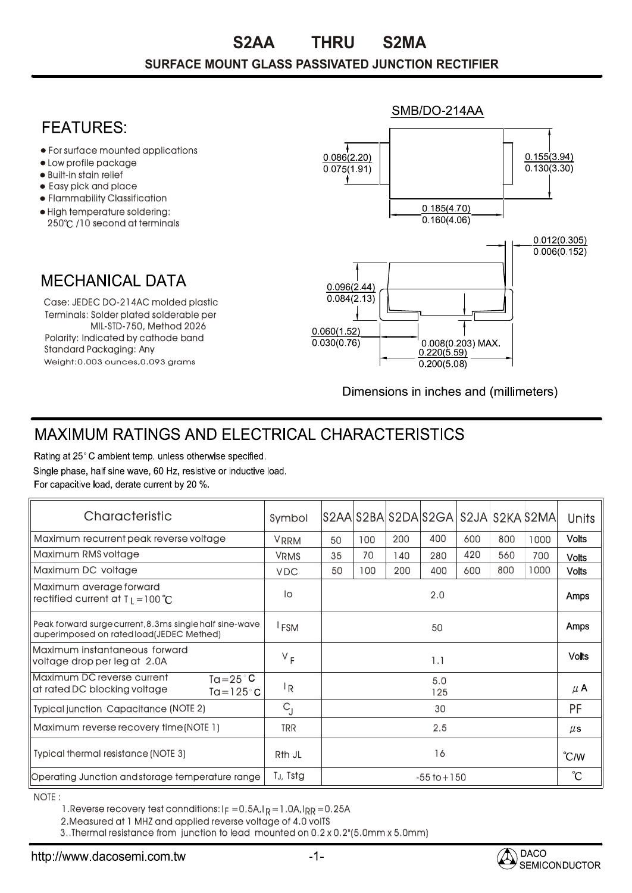# S2AA THRU S2MA

## SURFACE MOUNT GLASS PASSIVATED JUNCTION RECTIFIER

## FEATURES:

- For surface mounted applications
- Low profile package
- Built-in stain relief
- Easy pick and place
- Flammability Classification
- High temperature soldering: 250℃ /10 second at terminals

SMB/DO-214AA

0.086(2.20)
0.075(1.91)

0.155(3.94)
0.130(3.30)

0.185(4.70)
0.160(4.06)

0.012(0.305)
0.006(0.152)

0.096(2.44)
0.084(2.13)

0.060(1.52)
0.030(0.76)

0.008(0.203) MAX.

0.220(5.59)
0.200(5.08)

Dimensions in inches and (millimeters)

## MECHANICAL DATA

Case: JEDEC DO-214AC molded plastic
Terminals: Solder plated solderable per MIL-STD-750, Method 2026
Polarity: Indicated by cathode band
Standard Packaging: Any
Weight:0.003 ounces,0.093 grams

## MAXIMUM RATINGS AND ELECTRICAL CHARACTERISTICS

Rating at 25° C ambient temp. unless otherwise specified.
Single phase, half sine wave, 60 Hz, resistive or inductive load.
For capacitive load, derate current by 20 %.

| Characteristic | Symbol | S2AA | S2BA | S2DA | S2GA | S2JA | S2KA | S2MA | Units |
|---|---|---|---|---|---|---|---|---|---|
| Maximum recurrent peak reverse voltage | $V_{RRM}$ | 50 | 100 | 200 | 400 | 600 | 800 | 1000 | Volts |
| Maximum RMS voltage | $V_{RMS}$ | 35 | 70 | 140 | 280 | 420 | 560 | 700 | Volts |
| Maximum DC voltage | $V_{DC}$ | 50 | 100 | 200 | 400 | 600 | 800 | 1000 | Volts |
| Maximum average forward rectified current at $T_L$=100℃ | Io | 2.0 | | | | | | | Amps |
| Peak forward surge current,8.3ms single half sine-wave auperimposed on rated load(JEDEC Methed) | $I_{FSM}$ | 50 | | | | | | | Amps |
| Maximum instantaneous forward voltage drop per leg at 2.0A | $V_F$ | 1.1 | | | | | | | Volts |
| Maximum DC reverse current at rated DC blocking voltage Ta=25°C / Ta=125°C | $I_R$ | 5.0 / 125 | | | | | | | μA |
| Typical junction Capacitance (NOTE 2) | $C_J$ | 30 | | | | | | | PF |
| Maximum reverse recovery time(NOTE 1) | TRR | 2.5 | | | | | | | μs |
| Typical thermal resistance (NOTE 3) | Rth JL | 16 | | | | | | | ℃/W |
| Operating Junction and storage temperature range | $T_J$, Tstg | -55 to+150 | | | | | | | ℃ |

NOTE :

1. Reverse recovery test connditions: $I_F$ =0.5A,$I_R$=1.0A,$I_{RR}$=0.25A
2. Measured at 1 MHZ and applied reverse voltage of 4.0 volTS
3. Thermal resistance from junction to lead mounted on 0.2 x 0.2"(5.0mm x 5.0mm)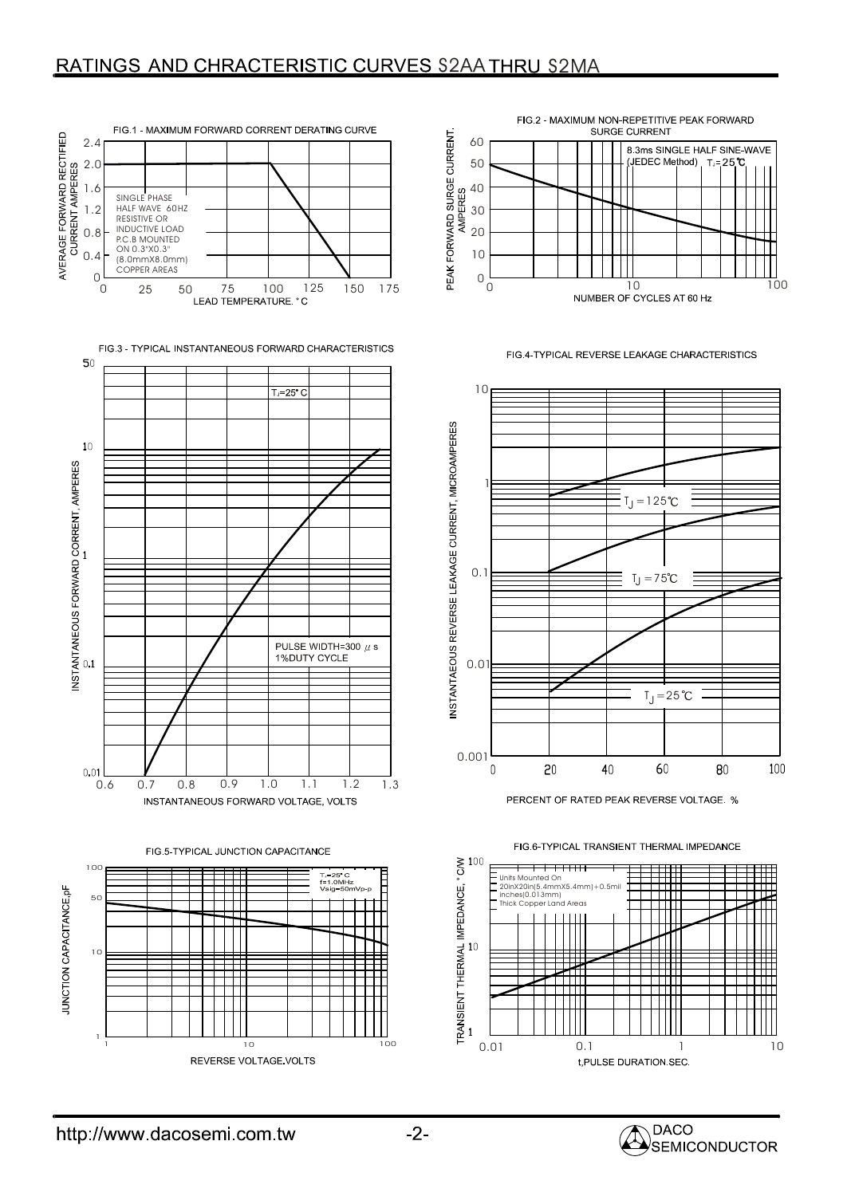# RATINGS AND CHRACTERISTIC CURVES S2AA THRU S2MA

FIG.1 - MAXIMUM FORWARD CORRENT DERATING CURVE

AVERAGE FORWARD RECTIFIED CURRENT AMPERES

2.4
2.0
1.6
1.2
0.8
0.4
0

0 25 50 75 100 125 150 175

LEAD TEMPERATURE. °C

SINGLE PHASE
HALF WAVE 60HZ
RESISTIVE OR
INDUCTIVE LOAD
P.C.B MOUNTED
ON 0.3"X0.3"
(8.0mmX8.0mm)
COPPER AREAS

FIG.2 - MAXIMUM NON-REPETITIVE PEAK FORWARD SURGE CURRENT

PEAK FORWARD SURGE CURRENT. AMPERES

60
50
40
30
20
10
0

0 10 100

NUMBER OF CYCLES AT 60 Hz

8.3ms SINGLE HALF SINE-WAVE
(JEDEC Method) $T_J$=25℃

FIG.3 - TYPICAL INSTANTANEOUS FORWARD CHARACTERISTICS

INSTANTANEOUS FORWARD CORRENT, AMPERES

50
10
1
0.1
0.01

0.6 0.7 0.8 0.9 1.0 1.1 1.2 1.3

INSTANTANEOUS FORWARD VOLTAGE, VOLTS

$T_J$=25°C

PULSE WIDTH=300 μs
1%DUTY CYCLE

FIG.4-TYPICAL REVERSE LEAKAGE CHARACTERISTICS

INSTANTANEOUS REVERSE LEAKAGE CURRENT, MICROAMPERES

10
1
0.1
0.01
0.001

0 20 40 60 80 100

PERCENT OF RATED PEAK REVERSE VOLTAGE. %

$T_J$=125℃

$T_J$=75℃

$T_J$=25℃

FIG.5-TYPICAL JUNCTION CAPACITANCE

JUNCTION CAPACITANCE,pF

100
50
10
1

1 10 100

REVERSE VOLTAGE.VOLTS

$T_J$=25°C
f=1.0MHz
Vsig=50mVp-p

FIG.6-TYPICAL TRANSIENT THERMAL IMPEDANCE

TRANSIENT THERMAL IMPEDANCE, °C/W

100
10
1

0.01 0.1 1 10

t,PULSE DURATION.SEC.

Units Mounted On
20inX20in(5.4mmX5.4mm)+0.5mil
inches(0.013mm)
Thick Copper Land Areas

http://www.dacosemi.com.tw

DACO SEMICONDUCTOR